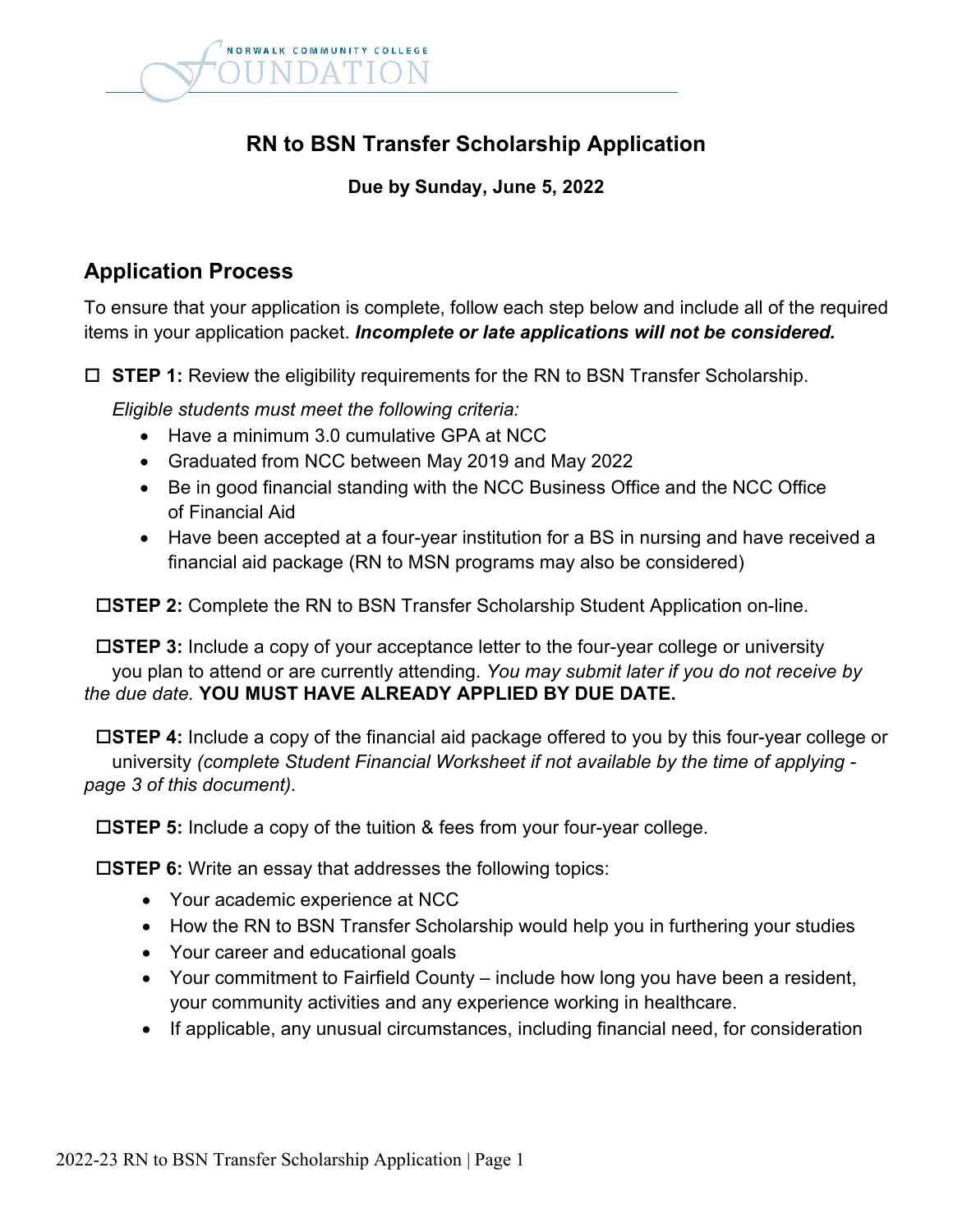NORWALK COMMUNITY COLLEGE FOUNDATION

# RN to BSN Transfer Scholarship Application

**Due by Sunday, June 5, 2022**

## Application Process

To ensure that your application is complete, follow each step below and include all of the required items in your application packet. ***Incomplete or late applications will not be considered.***

☐ **STEP 1:** Review the eligibility requirements for the RN to BSN Transfer Scholarship.

*Eligible students must meet the following criteria:*

- Have a minimum 3.0 cumulative GPA at NCC
- Graduated from NCC between May 2019 and May 2022
- Be in good financial standing with the NCC Business Office and the NCC Office of Financial Aid
- Have been accepted at a four-year institution for a BS in nursing and have received a financial aid package (RN to MSN programs may also be considered)

☐ **STEP 2:** Complete the RN to BSN Transfer Scholarship Student Application on-line.

☐ **STEP 3:** Include a copy of your acceptance letter to the four-year college or university you plan to attend or are currently attending. *You may submit later if you do not receive by the due date.* **YOU MUST HAVE ALREADY APPLIED BY DUE DATE.**

☐ **STEP 4:** Include a copy of the financial aid package offered to you by this four-year college or university *(complete Student Financial Worksheet if not available by the time of applying - page 3 of this document).*

☐ **STEP 5:** Include a copy of the tuition & fees from your four-year college.

☐ **STEP 6:** Write an essay that addresses the following topics:

- Your academic experience at NCC
- How the RN to BSN Transfer Scholarship would help you in furthering your studies
- Your career and educational goals
- Your commitment to Fairfield County – include how long you have been a resident, your community activities and any experience working in healthcare.
- If applicable, any unusual circumstances, including financial need, for consideration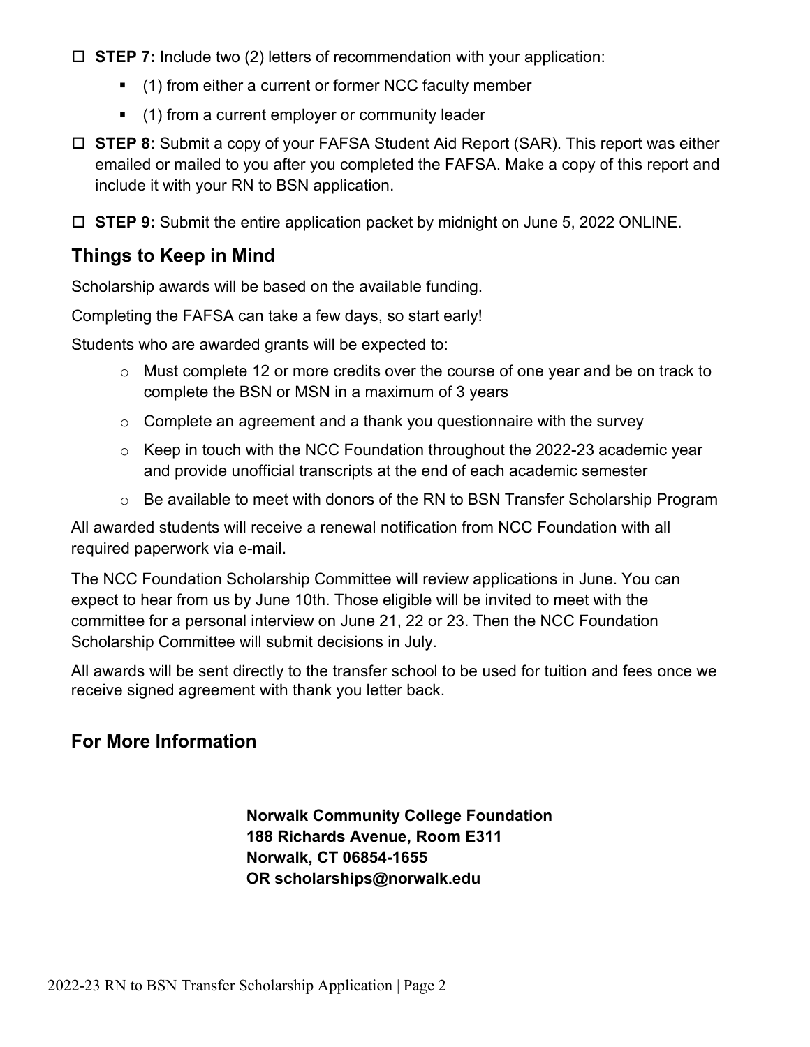- ☐ **STEP 7:** Include two (2) letters of recommendation with your application:
  - (1) from either a current or former NCC faculty member
  - (1) from a current employer or community leader
- ☐ **STEP 8:** Submit a copy of your FAFSA Student Aid Report (SAR). This report was either emailed or mailed to you after you completed the FAFSA. Make a copy of this report and include it with your RN to BSN application.
- ☐ **STEP 9:** Submit the entire application packet by midnight on June 5, 2022 ONLINE.

## Things to Keep in Mind

Scholarship awards will be based on the available funding.

Completing the FAFSA can take a few days, so start early!

Students who are awarded grants will be expected to:

- Must complete 12 or more credits over the course of one year and be on track to complete the BSN or MSN in a maximum of 3 years
- Complete an agreement and a thank you questionnaire with the survey
- Keep in touch with the NCC Foundation throughout the 2022-23 academic year and provide unofficial transcripts at the end of each academic semester
- Be available to meet with donors of the RN to BSN Transfer Scholarship Program

All awarded students will receive a renewal notification from NCC Foundation with all required paperwork via e-mail.

The NCC Foundation Scholarship Committee will review applications in June. You can expect to hear from us by June 10th. Those eligible will be invited to meet with the committee for a personal interview on June 21, 22 or 23. Then the NCC Foundation Scholarship Committee will submit decisions in July.

All awards will be sent directly to the transfer school to be used for tuition and fees once we receive signed agreement with thank you letter back.

## For More Information

**Norwalk Community College Foundation**
**188 Richards Avenue, Room E311**
**Norwalk, CT 06854-1655**
**OR scholarships@norwalk.edu**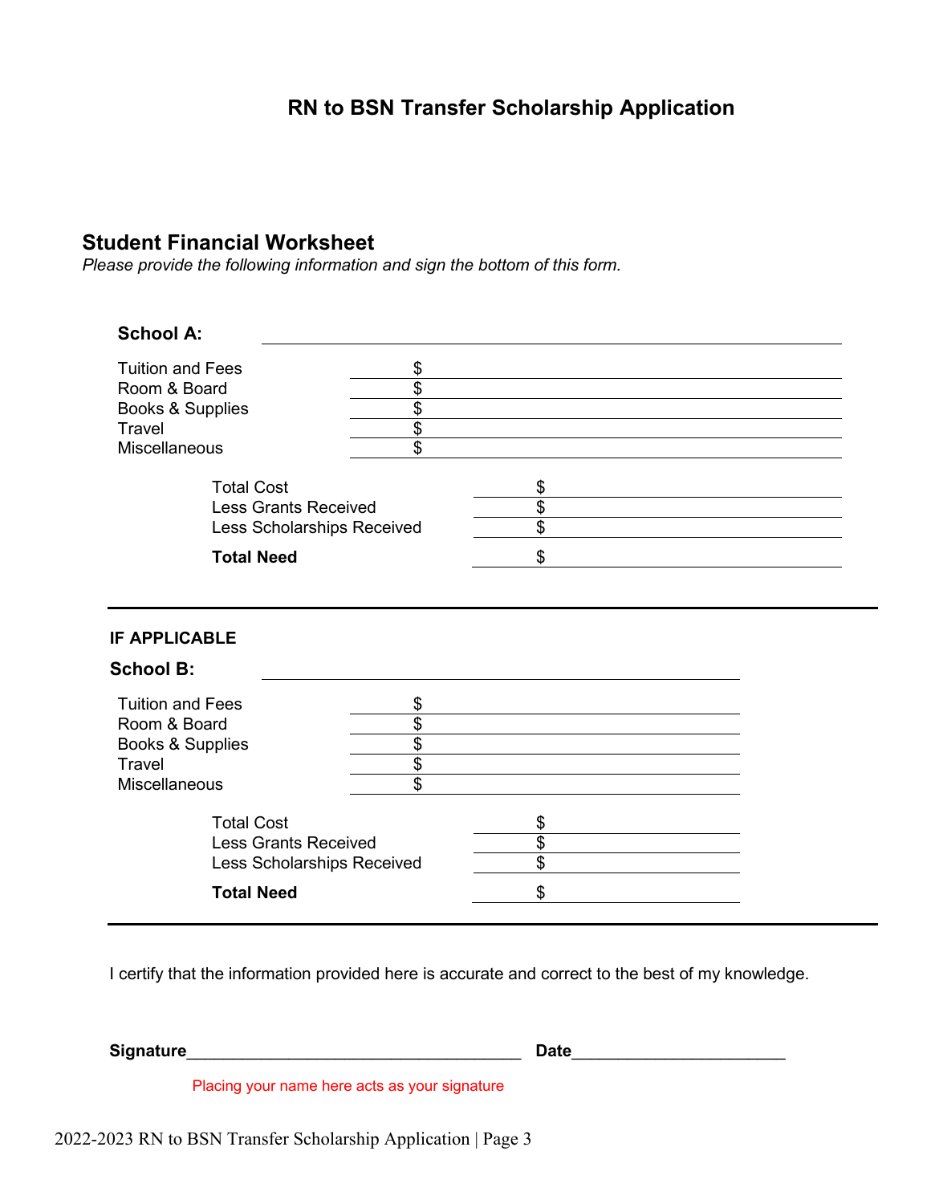# RN to BSN Transfer Scholarship Application

## Student Financial Worksheet

*Please provide the following information and sign the bottom of this form.*

**School A:** ______________________________

| | |
|---|---|
| Tuition and Fees | $ |
| Room & Board | $ |
| Books & Supplies | $ |
| Travel | $ |
| Miscellaneous | $ |

| | |
|---|---|
| Total Cost | $ |
| Less Grants Received | $ |
| Less Scholarships Received | $ |
| **Total Need** | $ |

---

**IF APPLICABLE**

**School B:** ______________________________

| | |
|---|---|
| Tuition and Fees | $ |
| Room & Board | $ |
| Books & Supplies | $ |
| Travel | $ |
| Miscellaneous | $ |

| | |
|---|---|
| Total Cost | $ |
| Less Grants Received | $ |
| Less Scholarships Received | $ |
| **Total Need** | $ |

---

I certify that the information provided here is accurate and correct to the best of my knowledge.

**Signature**_____________________________________ **Date**______________________

Placing your name here acts as your signature